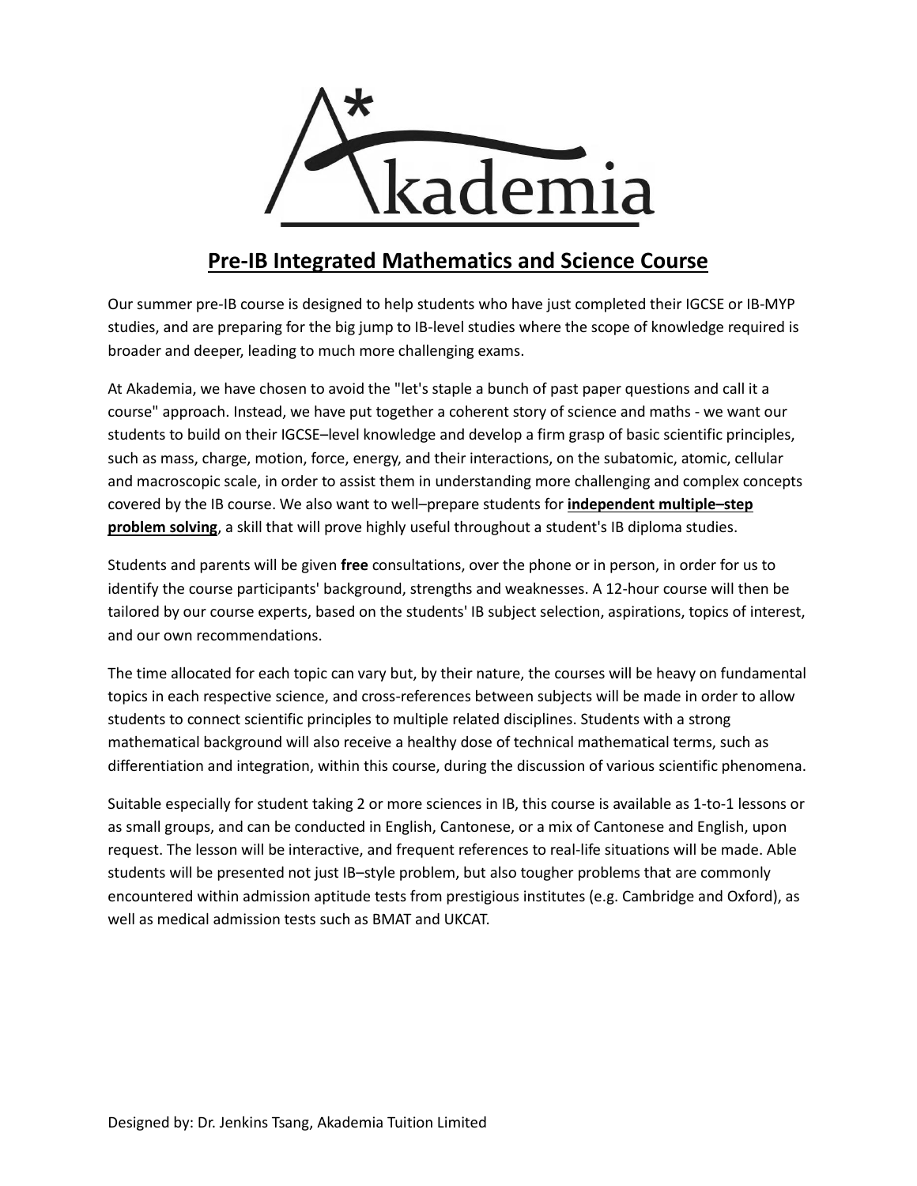# Pre-IB Integrated Mathematics and Science Course

Our summer pre-IB course is designed to help students who have just completed their IGCSE or IB-MYP studies, and are preparing for the big jump to IB-level studies where the scope of knowledge required is broader and deeper, leading to much more challenging exams.

At Akademia, we have chosen to avoid the "let's staple a bunch of past paper questions and call it a course" approach. Instead, we have put together a coherent story of science and maths - we want our students to build on their IGCSE–level knowledge and develop a firm grasp of basic scientific principles, such as mass, charge, motion, force, energy, and their interactions, on the subatomic, atomic, cellular and macroscopic scale, in order to assist them in understanding more challenging and complex concepts covered by the IB course. We also want to well–prepare students for **independent multiple–step problem solving**, a skill that will prove highly useful throughout a student's IB diploma studies.

Students and parents will be given **free** consultations, over the phone or in person, in order for us to identify the course participants' background, strengths and weaknesses. A 12-hour course will then be tailored by our course experts, based on the students' IB subject selection, aspirations, topics of interest, and our own recommendations.

The time allocated for each topic can vary but, by their nature, the courses will be heavy on fundamental topics in each respective science, and cross-references between subjects will be made in order to allow students to connect scientific principles to multiple related disciplines. Students with a strong mathematical background will also receive a healthy dose of technical mathematical terms, such as differentiation and integration, within this course, during the discussion of various scientific phenomena.

Suitable especially for student taking 2 or more sciences in IB, this course is available as 1-to-1 lessons or as small groups, and can be conducted in English, Cantonese, or a mix of Cantonese and English, upon request. The lesson will be interactive, and frequent references to real-life situations will be made. Able students will be presented not just IB–style problem, but also tougher problems that are commonly encountered within admission aptitude tests from prestigious institutes (e.g. Cambridge and Oxford), as well as medical admission tests such as BMAT and UKCAT.

Designed by: Dr. Jenkins Tsang, Akademia Tuition Limited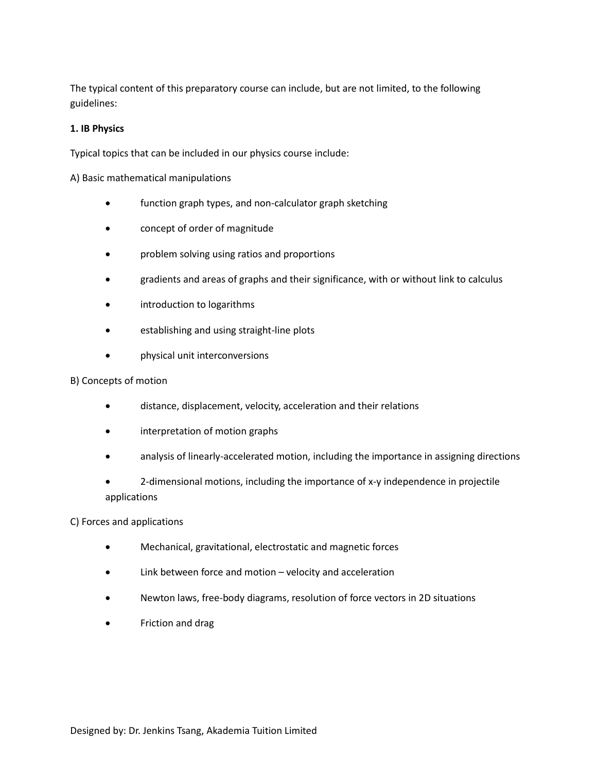The typical content of this preparatory course can include, but are not limited, to the following guidelines:

**1. IB Physics**

Typical topics that can be included in our physics course include:

A) Basic mathematical manipulations

- function graph types, and non-calculator graph sketching
- concept of order of magnitude
- problem solving using ratios and proportions
- gradients and areas of graphs and their significance, with or without link to calculus
- introduction to logarithms
- establishing and using straight-line plots
- physical unit interconversions

B) Concepts of motion

- distance, displacement, velocity, acceleration and their relations
- interpretation of motion graphs
- analysis of linearly-accelerated motion, including the importance in assigning directions
- 2-dimensional motions, including the importance of x-y independence in projectile applications

C) Forces and applications

- Mechanical, gravitational, electrostatic and magnetic forces
- Link between force and motion – velocity and acceleration
- Newton laws, free-body diagrams, resolution of force vectors in 2D situations
- Friction and drag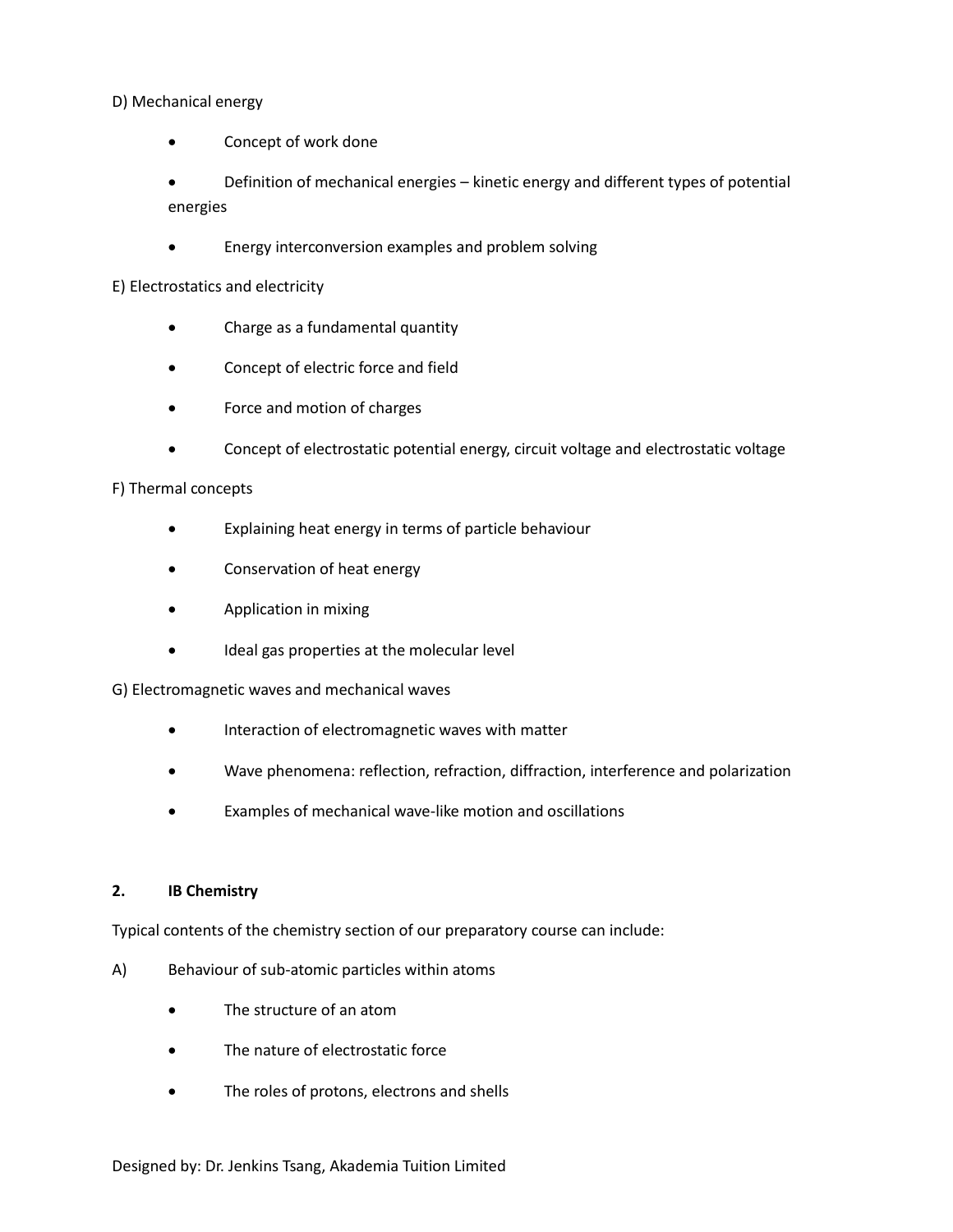D) Mechanical energy

- Concept of work done
- Definition of mechanical energies – kinetic energy and different types of potential energies
- Energy interconversion examples and problem solving

E) Electrostatics and electricity

- Charge as a fundamental quantity
- Concept of electric force and field
- Force and motion of charges
- Concept of electrostatic potential energy, circuit voltage and electrostatic voltage

F) Thermal concepts

- Explaining heat energy in terms of particle behaviour
- Conservation of heat energy
- Application in mixing
- Ideal gas properties at the molecular level

G) Electromagnetic waves and mechanical waves

- Interaction of electromagnetic waves with matter
- Wave phenomena: reflection, refraction, diffraction, interference and polarization
- Examples of mechanical wave-like motion and oscillations

**2. IB Chemistry**

Typical contents of the chemistry section of our preparatory course can include:

A) Behaviour of sub-atomic particles within atoms

- The structure of an atom
- The nature of electrostatic force
- The roles of protons, electrons and shells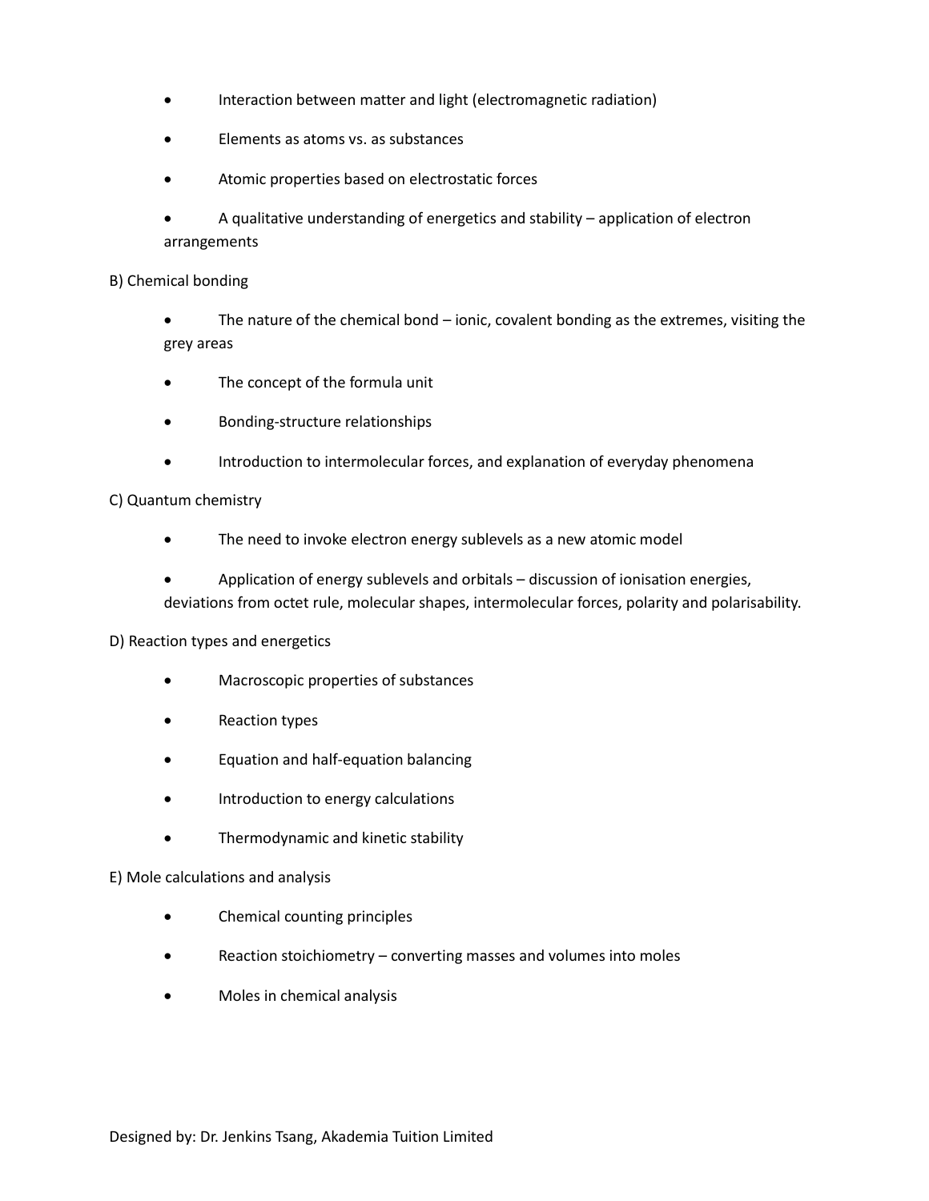- Interaction between matter and light (electromagnetic radiation)
- Elements as atoms vs. as substances
- Atomic properties based on electrostatic forces
- A qualitative understanding of energetics and stability – application of electron arrangements

B) Chemical bonding

- The nature of the chemical bond – ionic, covalent bonding as the extremes, visiting the grey areas
- The concept of the formula unit
- Bonding-structure relationships
- Introduction to intermolecular forces, and explanation of everyday phenomena

C) Quantum chemistry

- The need to invoke electron energy sublevels as a new atomic model
- Application of energy sublevels and orbitals – discussion of ionisation energies, deviations from octet rule, molecular shapes, intermolecular forces, polarity and polarisability.

D) Reaction types and energetics

- Macroscopic properties of substances
- Reaction types
- Equation and half-equation balancing
- Introduction to energy calculations
- Thermodynamic and kinetic stability

E) Mole calculations and analysis

- Chemical counting principles
- Reaction stoichiometry – converting masses and volumes into moles
- Moles in chemical analysis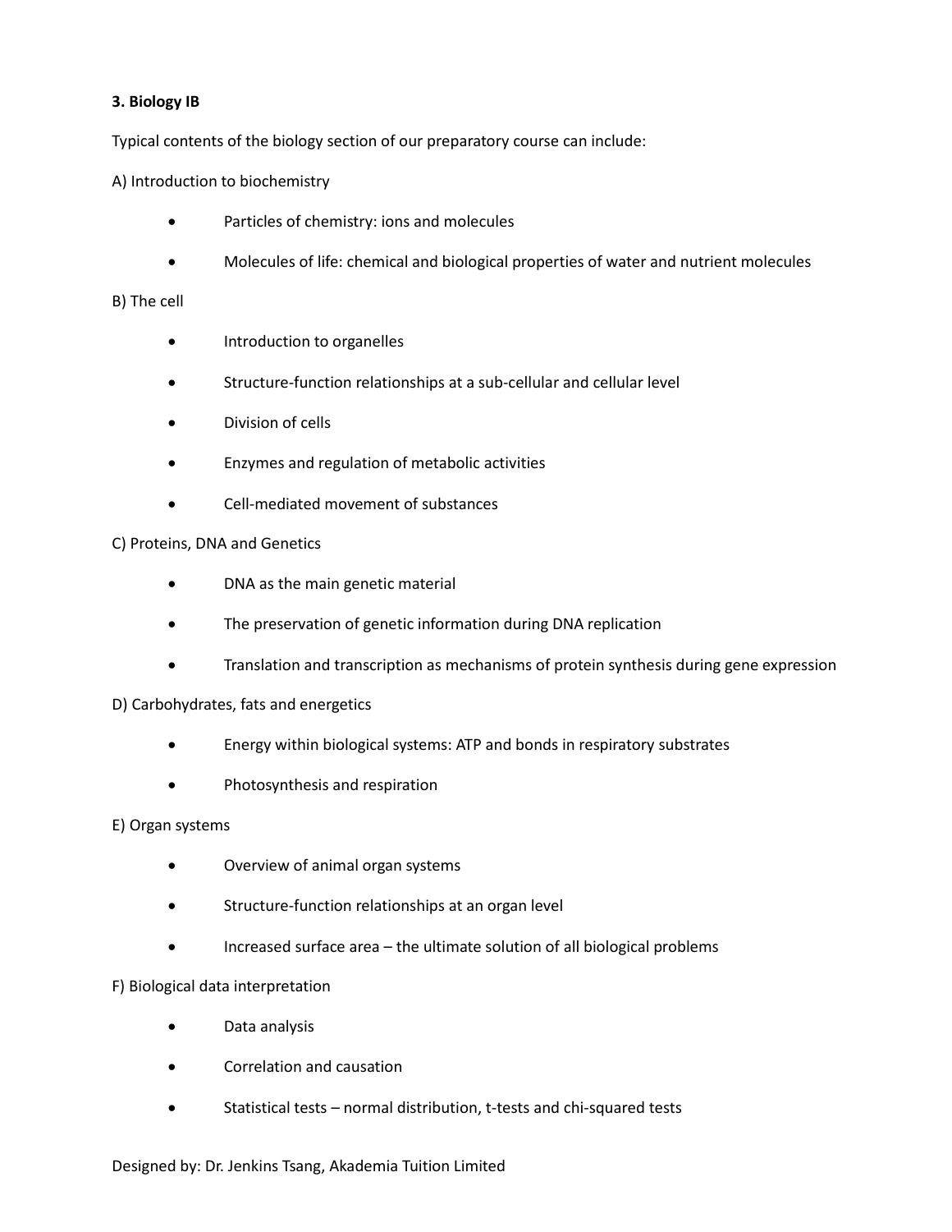**3. Biology IB**

Typical contents of the biology section of our preparatory course can include:

A) Introduction to biochemistry

- Particles of chemistry: ions and molecules
- Molecules of life: chemical and biological properties of water and nutrient molecules

B) The cell

- Introduction to organelles
- Structure-function relationships at a sub-cellular and cellular level
- Division of cells
- Enzymes and regulation of metabolic activities
- Cell-mediated movement of substances

C) Proteins, DNA and Genetics

- DNA as the main genetic material
- The preservation of genetic information during DNA replication
- Translation and transcription as mechanisms of protein synthesis during gene expression

D) Carbohydrates, fats and energetics

- Energy within biological systems: ATP and bonds in respiratory substrates
- Photosynthesis and respiration

E) Organ systems

- Overview of animal organ systems
- Structure-function relationships at an organ level
- Increased surface area – the ultimate solution of all biological problems

F) Biological data interpretation

- Data analysis
- Correlation and causation
- Statistical tests – normal distribution, t-tests and chi-squared tests

Designed by: Dr. Jenkins Tsang, Akademia Tuition Limited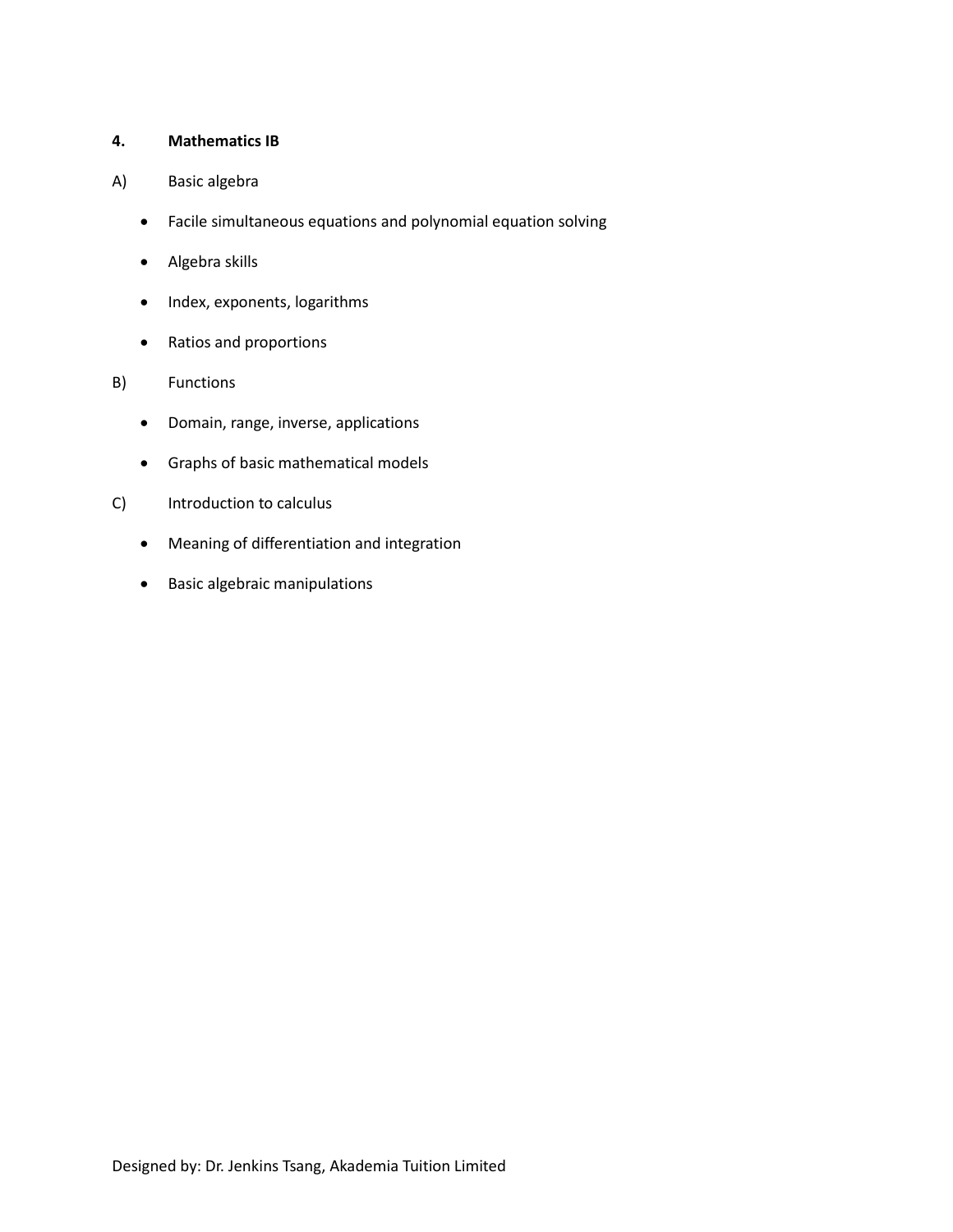**4. Mathematics IB**

A) Basic algebra

- Facile simultaneous equations and polynomial equation solving
- Algebra skills
- Index, exponents, logarithms
- Ratios and proportions

B) Functions

- Domain, range, inverse, applications
- Graphs of basic mathematical models

C) Introduction to calculus

- Meaning of differentiation and integration
- Basic algebraic manipulations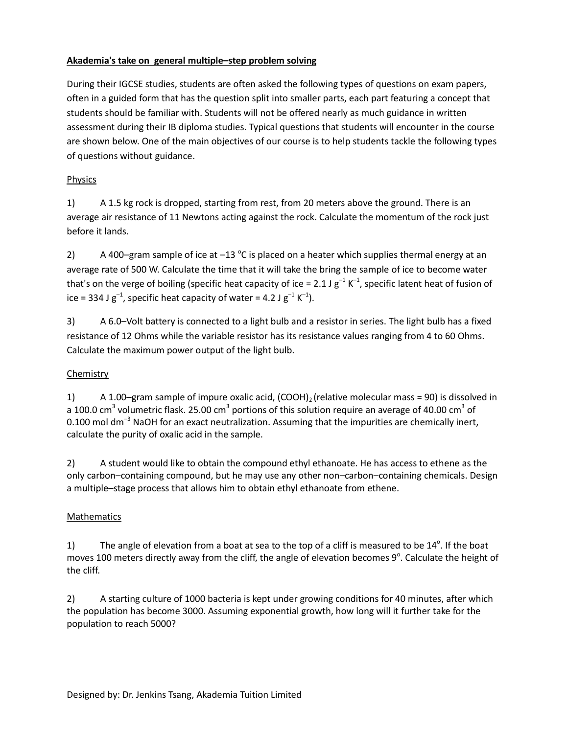**Akademia's take on general multiple–step problem solving**

During their IGCSE studies, students are often asked the following types of questions on exam papers, often in a guided form that has the question split into smaller parts, each part featuring a concept that students should be familiar with. Students will not be offered nearly as much guidance in written assessment during their IB diploma studies. Typical questions that students will encounter in the course are shown below. One of the main objectives of our course is to help students tackle the following types of questions without guidance.

Physics

1) A 1.5 kg rock is dropped, starting from rest, from 20 meters above the ground. There is an average air resistance of 11 Newtons acting against the rock. Calculate the momentum of the rock just before it lands.

2) A 400–gram sample of ice at –13 °C is placed on a heater which supplies thermal energy at an average rate of 500 W. Calculate the time that it will take the bring the sample of ice to become water that's on the verge of boiling (specific heat capacity of ice = 2.1 J $g^{-1}$ $K^{-1}$, specific latent heat of fusion of ice = 334 J $g^{-1}$, specific heat capacity of water = 4.2 J $g^{-1}$ $K^{-1}$).

3) A 6.0–Volt battery is connected to a light bulb and a resistor in series. The light bulb has a fixed resistance of 12 Ohms while the variable resistor has its resistance values ranging from 4 to 60 Ohms. Calculate the maximum power output of the light bulb.

Chemistry

1) A 1.00–gram sample of impure oxalic acid, $(COOH)_2$ (relative molecular mass = 90) is dissolved in a 100.0 $cm^3$ volumetric flask. 25.00 $cm^3$ portions of this solution require an average of 40.00 $cm^3$ of 0.100 mol $dm^{-3}$ NaOH for an exact neutralization. Assuming that the impurities are chemically inert, calculate the purity of oxalic acid in the sample.

2) A student would like to obtain the compound ethyl ethanoate. He has access to ethene as the only carbon–containing compound, but he may use any other non–carbon–containing chemicals. Design a multiple–stage process that allows him to obtain ethyl ethanoate from ethene.

Mathematics

1) The angle of elevation from a boat at sea to the top of a cliff is measured to be 14°. If the boat moves 100 meters directly away from the cliff, the angle of elevation becomes 9°. Calculate the height of the cliff.

2) A starting culture of 1000 bacteria is kept under growing conditions for 40 minutes, after which the population has become 3000. Assuming exponential growth, how long will it further take for the population to reach 5000?

Designed by: Dr. Jenkins Tsang, Akademia Tuition Limited